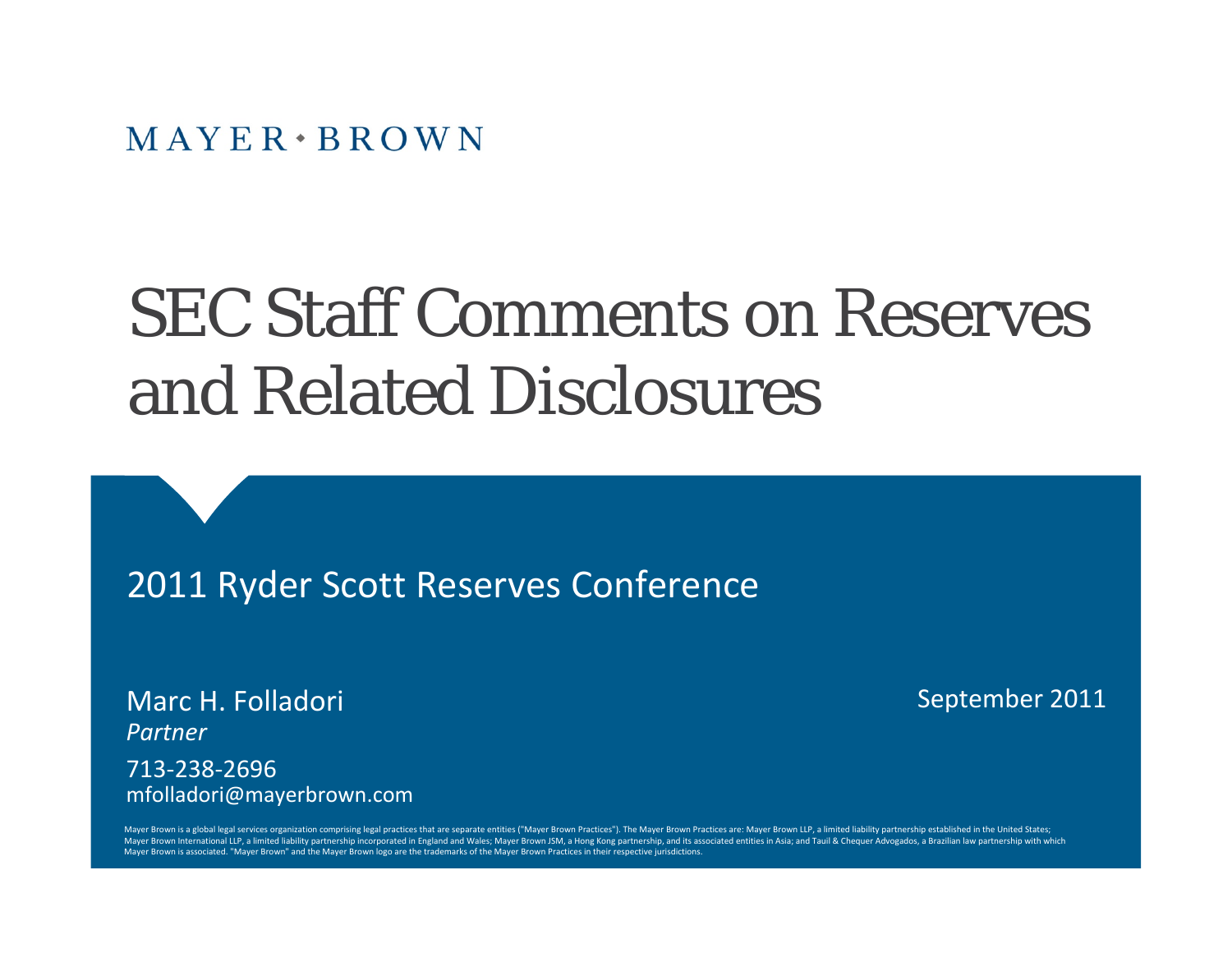MAYER • BROWN

# SEC Staff Comments on Reserves and Related Disclosures

## 2011 Ryder Scott Reserves Conference

Marc H. Folladori
*Partner*

713-238-2696
mfolladori@mayerbrown.com

September 2011

Mayer Brown is a global legal services organization comprising legal practices that are separate entities ("Mayer Brown Practices"). The Mayer Brown Practices are: Mayer Brown LLP, a limited liability partnership established in the United States; Mayer Brown International LLP, a limited liability partnership incorporated in England and Wales; Mayer Brown JSM, a Hong Kong partnership, and its associated entities in Asia; and Tauil & Chequer Advogados, a Brazilian law partnership with which Mayer Brown is associated. "Mayer Brown" and the Mayer Brown logo are the trademarks of the Mayer Brown Practices in their respective jurisdictions.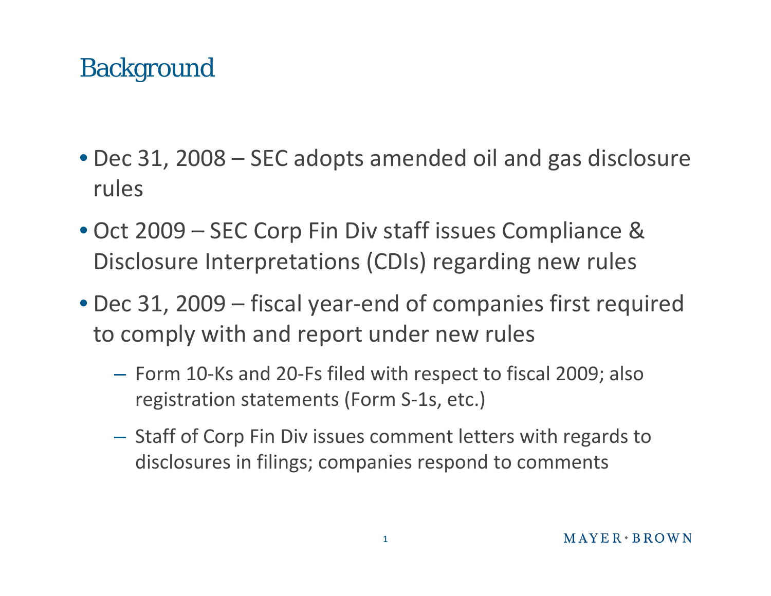# Background

- Dec 31, 2008 – SEC adopts amended oil and gas disclosure rules
- Oct 2009 – SEC Corp Fin Div staff issues Compliance & Disclosure Interpretations (CDIs) regarding new rules
- Dec 31, 2009 – fiscal year-end of companies first required to comply with and report under new rules
  - Form 10-Ks and 20-Fs filed with respect to fiscal 2009; also registration statements (Form S-1s, etc.)
  - Staff of Corp Fin Div issues comment letters with regards to disclosures in filings; companies respond to comments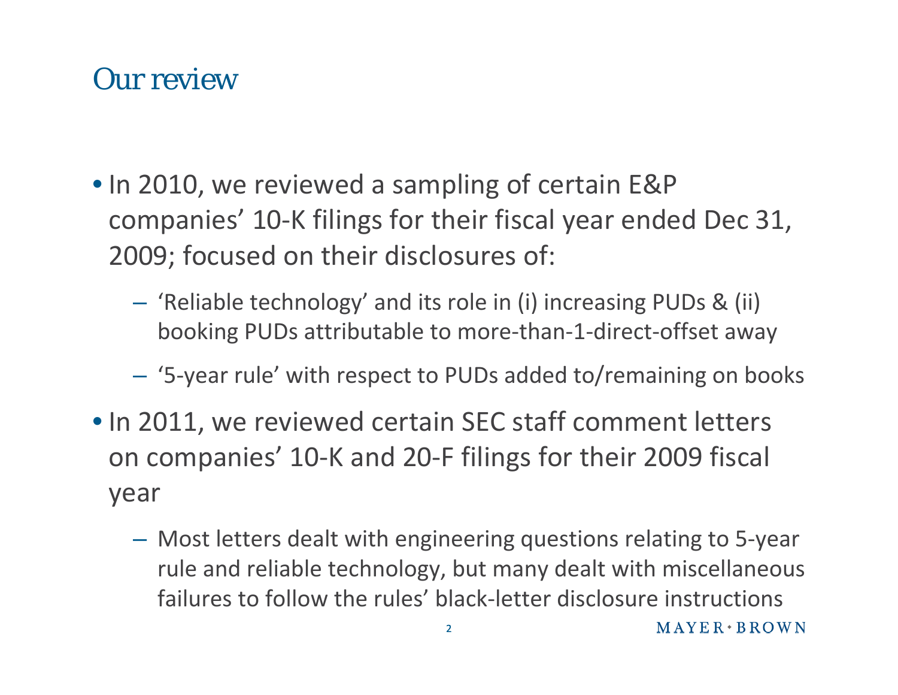# Our review

- In 2010, we reviewed a sampling of certain E&P companies' 10-K filings for their fiscal year ended Dec 31, 2009; focused on their disclosures of:
  - 'Reliable technology' and its role in (i) increasing PUDs & (ii) booking PUDs attributable to more-than-1-direct-offset away
  - '5-year rule' with respect to PUDs added to/remaining on books
- In 2011, we reviewed certain SEC staff comment letters on companies' 10-K and 20-F filings for their 2009 fiscal year
  - Most letters dealt with engineering questions relating to 5-year rule and reliable technology, but many dealt with miscellaneous failures to follow the rules' black-letter disclosure instructions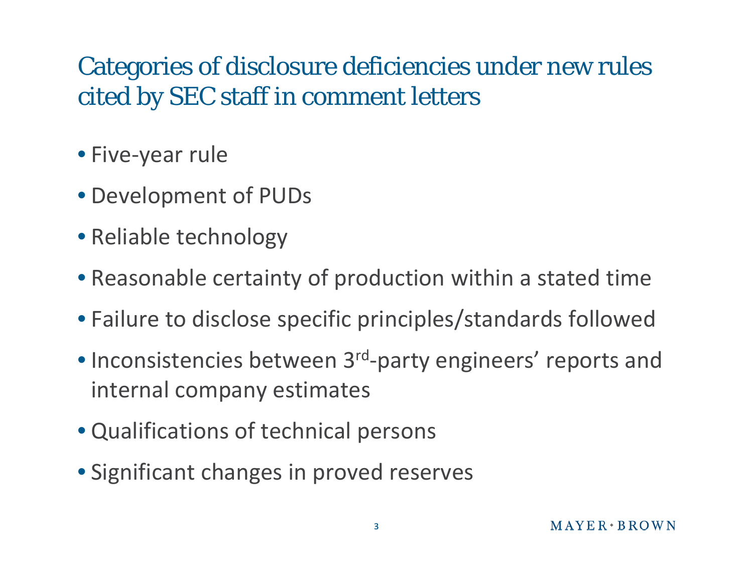# Categories of disclosure deficiencies under new rules cited by SEC staff in comment letters

- Five-year rule
- Development of PUDs
- Reliable technology
- Reasonable certainty of production within a stated time
- Failure to disclose specific principles/standards followed
- Inconsistencies between 3rd-party engineers' reports and internal company estimates
- Qualifications of technical persons
- Significant changes in proved reserves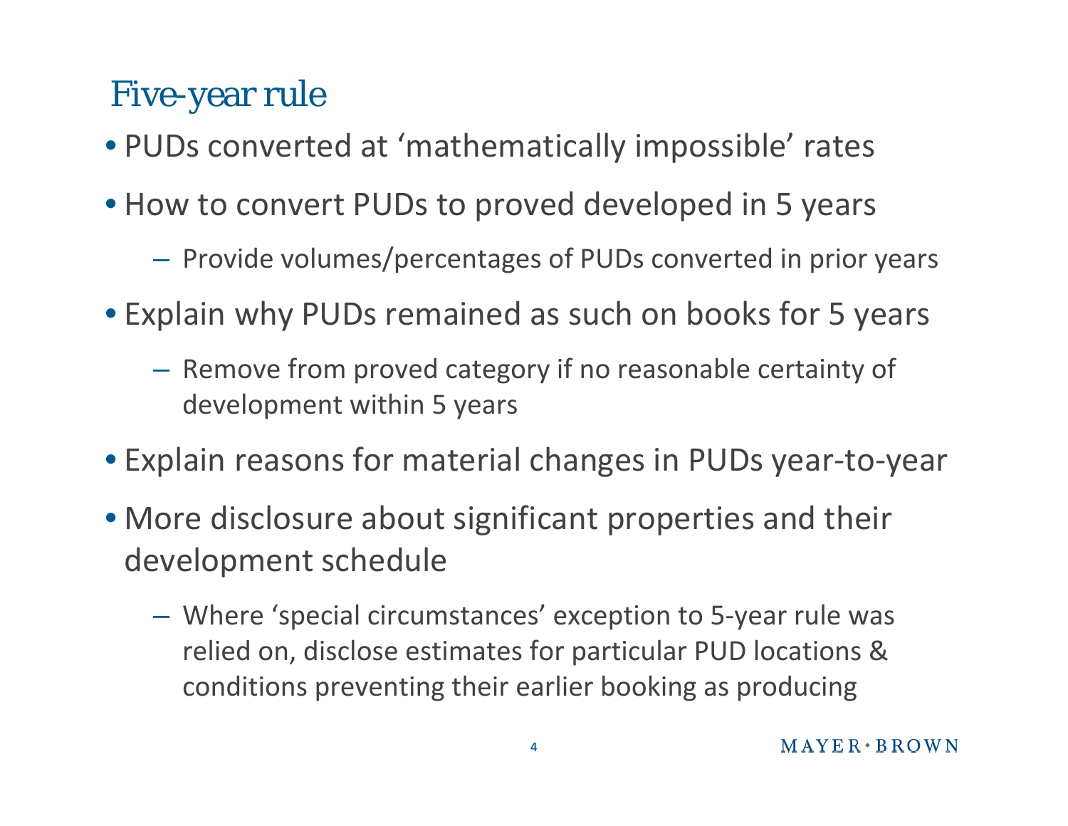# Five-year rule

- PUDs converted at 'mathematically impossible' rates
- How to convert PUDs to proved developed in 5 years
  - Provide volumes/percentages of PUDs converted in prior years
- Explain why PUDs remained as such on books for 5 years
  - Remove from proved category if no reasonable certainty of development within 5 years
- Explain reasons for material changes in PUDs year-to-year
- More disclosure about significant properties and their development schedule
  - Where 'special circumstances' exception to 5-year rule was relied on, disclose estimates for particular PUD locations & conditions preventing their earlier booking as producing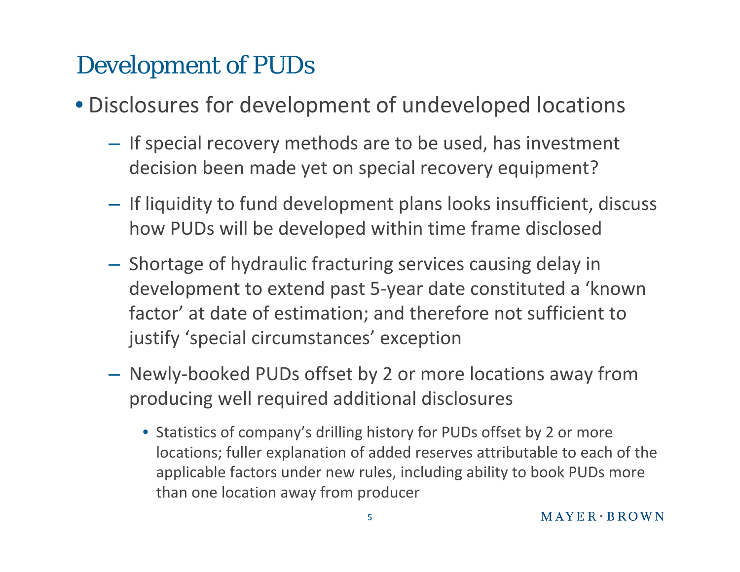# Development of PUDs

- Disclosures for development of undeveloped locations
  - If special recovery methods are to be used, has investment decision been made yet on special recovery equipment?
  - If liquidity to fund development plans looks insufficient, discuss how PUDs will be developed within time frame disclosed
  - Shortage of hydraulic fracturing services causing delay in development to extend past 5-year date constituted a 'known factor' at date of estimation; and therefore not sufficient to justify 'special circumstances' exception
  - Newly-booked PUDs offset by 2 or more locations away from producing well required additional disclosures
    - Statistics of company's drilling history for PUDs offset by 2 or more locations; fuller explanation of added reserves attributable to each of the applicable factors under new rules, including ability to book PUDs more than one location away from producer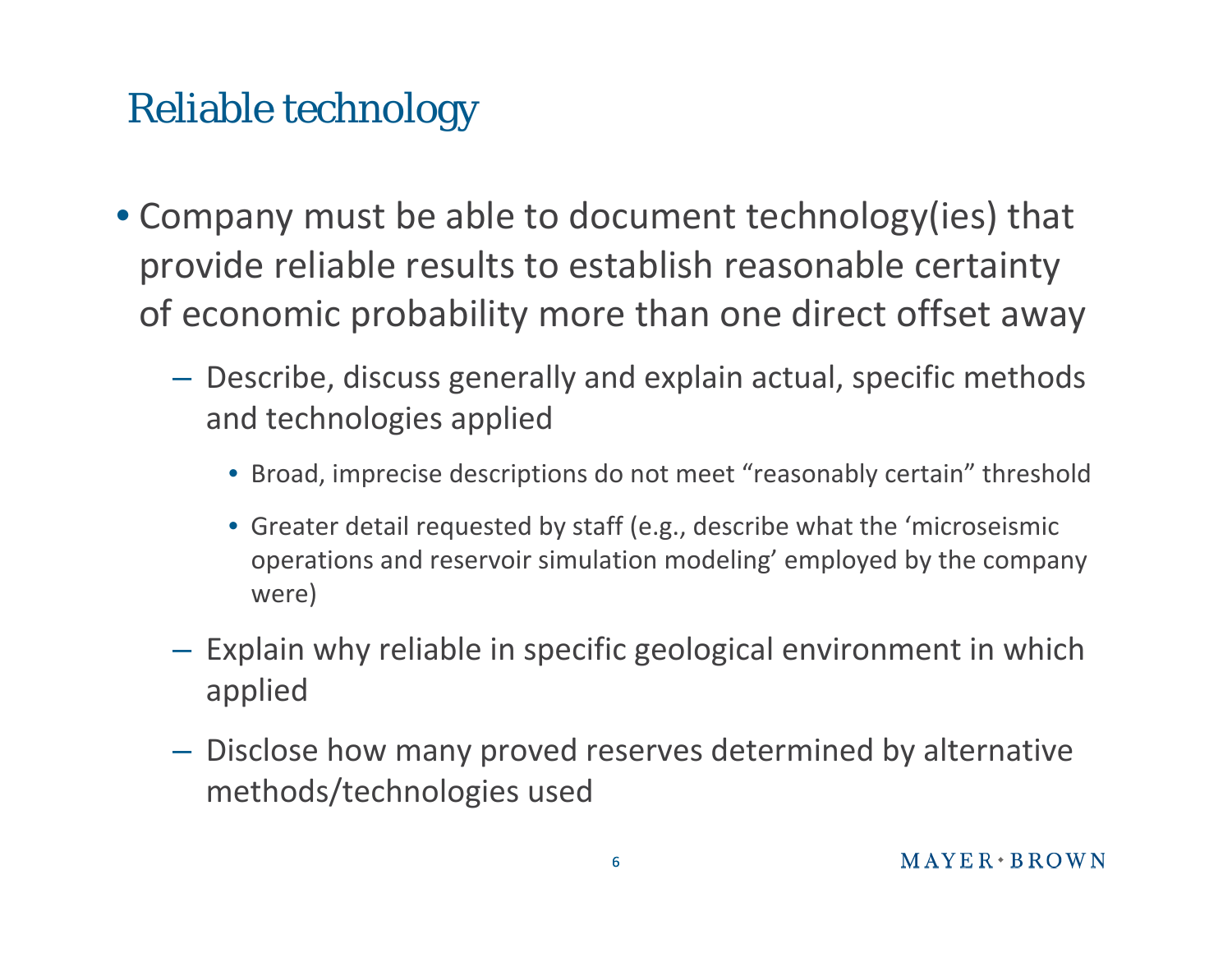# Reliable technology

- Company must be able to document technology(ies) that provide reliable results to establish reasonable certainty of economic probability more than one direct offset away
  - Describe, discuss generally and explain actual, specific methods and technologies applied
    - Broad, imprecise descriptions do not meet "reasonably certain" threshold
    - Greater detail requested by staff (e.g., describe what the 'microseismic operations and reservoir simulation modeling' employed by the company were)
  - Explain why reliable in specific geological environment in which applied
  - Disclose how many proved reserves determined by alternative methods/technologies used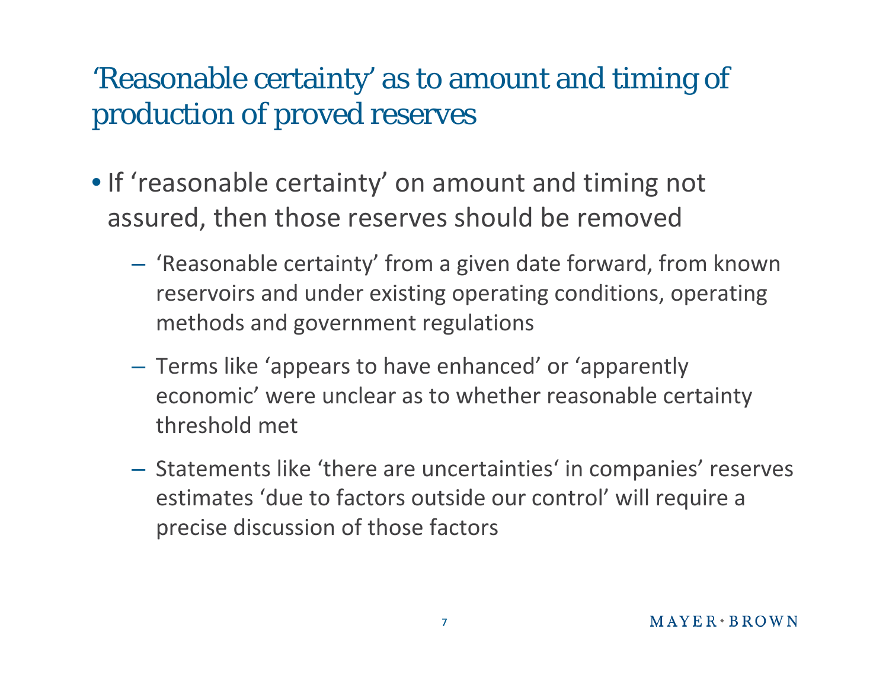## 'Reasonable certainty' as to amount and timing of production of proved reserves

- If 'reasonable certainty' on amount and timing not assured, then those reserves should be removed
  - 'Reasonable certainty' from a given date forward, from known reservoirs and under existing operating conditions, operating methods and government regulations
  - Terms like 'appears to have enhanced' or 'apparently economic' were unclear as to whether reasonable certainty threshold met
  - Statements like 'there are uncertainties' in companies' reserves estimates 'due to factors outside our control' will require a precise discussion of those factors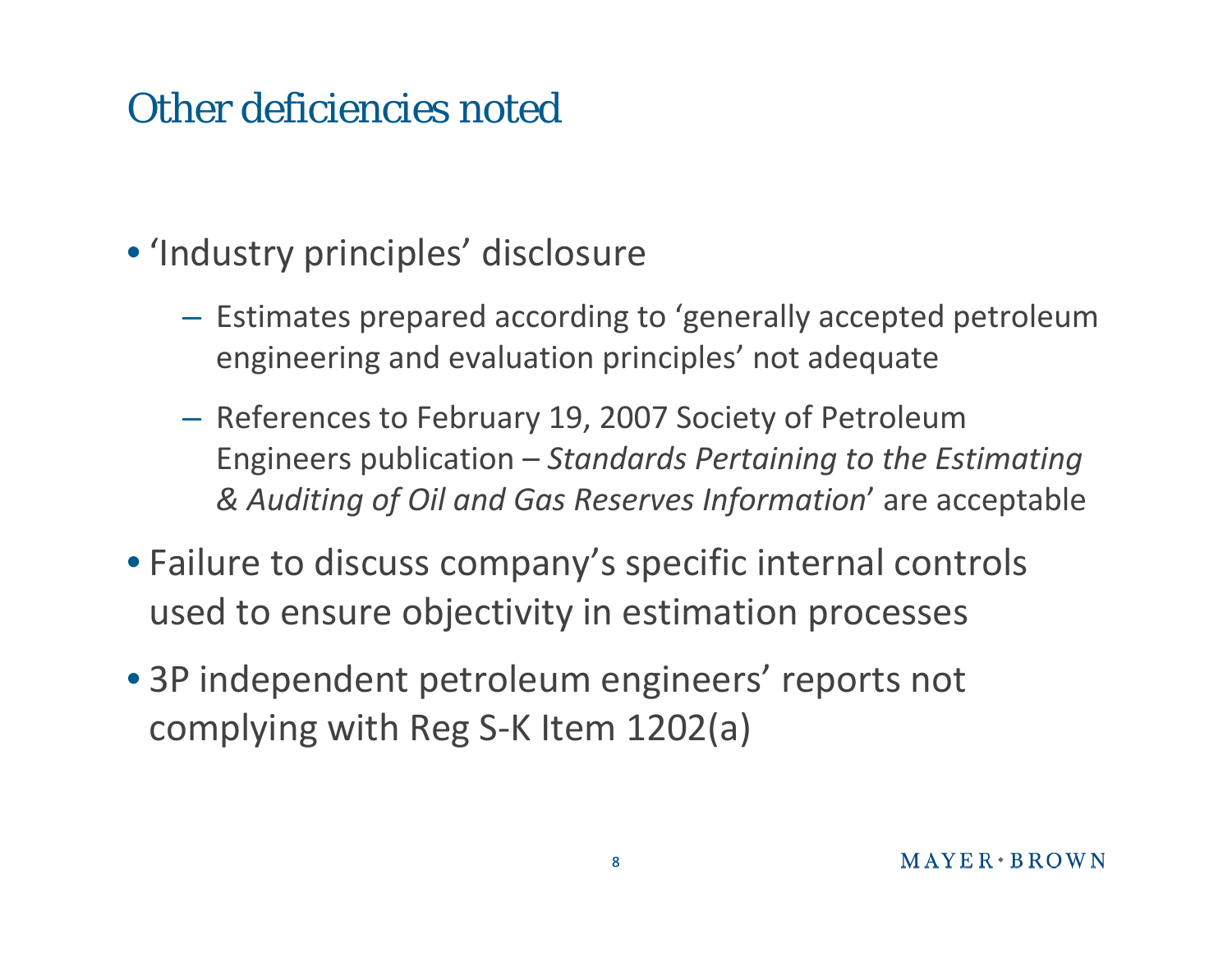# Other deficiencies noted

- 'Industry principles' disclosure
  - Estimates prepared according to 'generally accepted petroleum engineering and evaluation principles' not adequate
  - References to February 19, 2007 Society of Petroleum Engineers publication – *Standards Pertaining to the Estimating & Auditing of Oil and Gas Reserves Information*' are acceptable
- Failure to discuss company's specific internal controls used to ensure objectivity in estimation processes
- 3P independent petroleum engineers' reports not complying with Reg S-K Item 1202(a)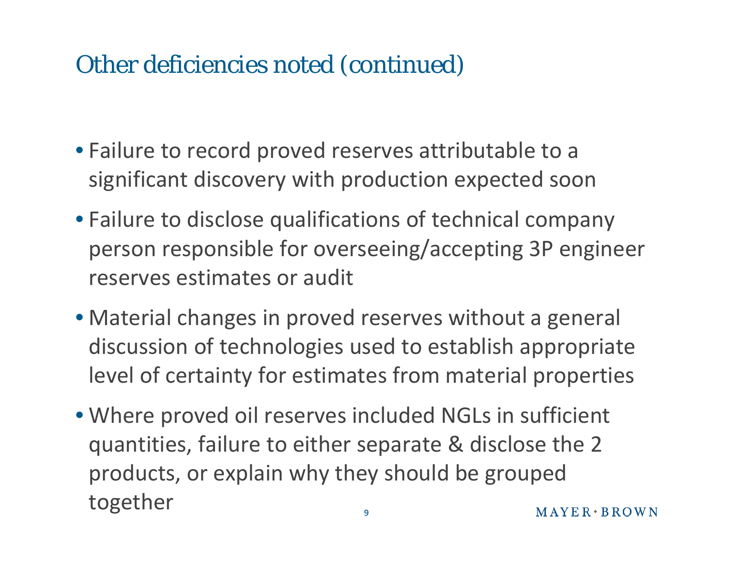# Other deficiencies noted (continued)

- Failure to record proved reserves attributable to a significant discovery with production expected soon
- Failure to disclose qualifications of technical company person responsible for overseeing/accepting 3P engineer reserves estimates or audit
- Material changes in proved reserves without a general discussion of technologies used to establish appropriate level of certainty for estimates from material properties
- Where proved oil reserves included NGLs in sufficient quantities, failure to either separate & disclose the 2 products, or explain why they should be grouped together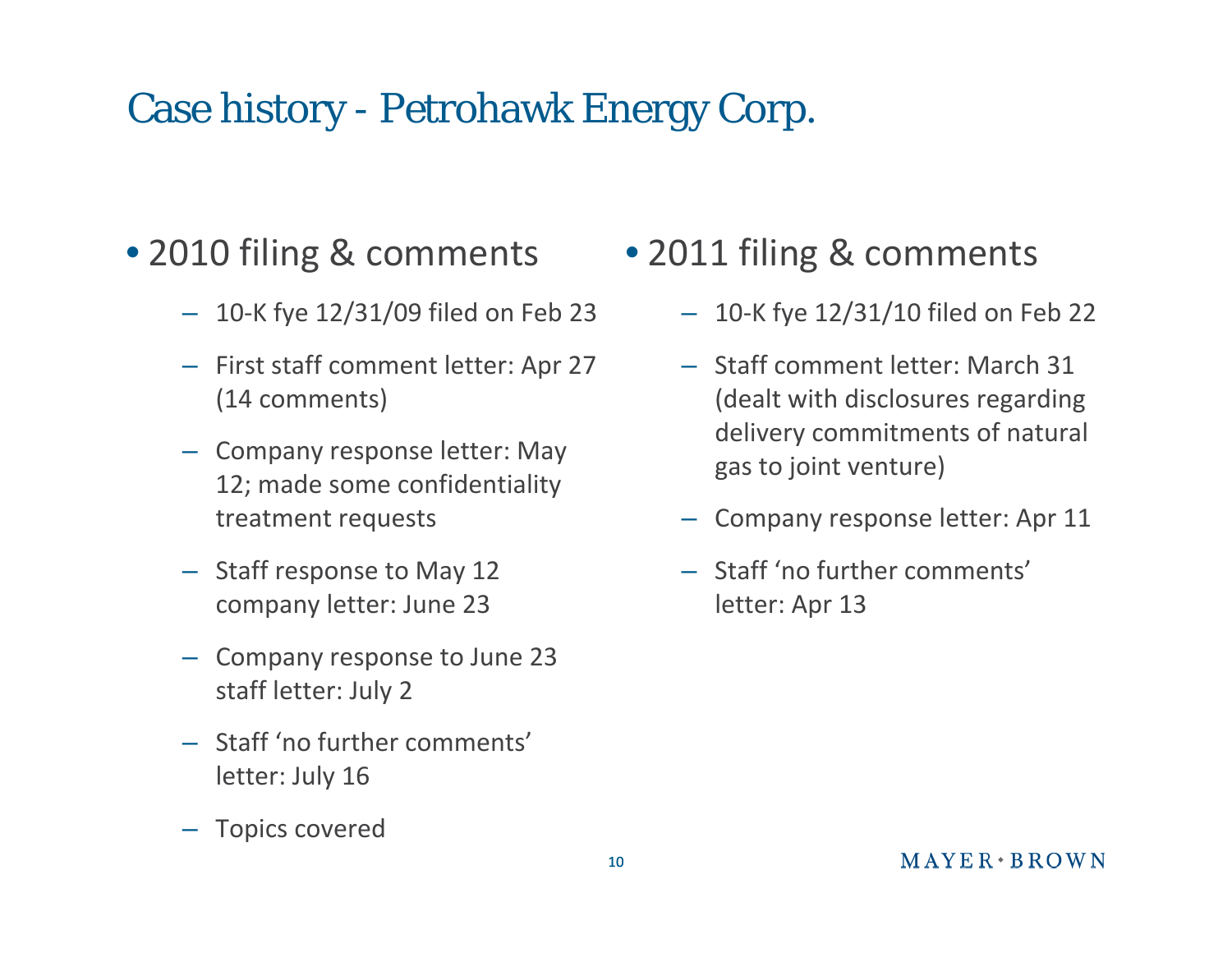# Case history - Petrohawk Energy Corp.

- 2010 filing & comments
  - 10-K fye 12/31/09 filed on Feb 23
  - First staff comment letter: Apr 27 (14 comments)
  - Company response letter: May 12; made some confidentiality treatment requests
  - Staff response to May 12 company letter: June 23
  - Company response to June 23 staff letter: July 2
  - Staff 'no further comments' letter: July 16
  - Topics covered

- 2011 filing & comments
  - 10-K fye 12/31/10 filed on Feb 22
  - Staff comment letter: March 31 (dealt with disclosures regarding delivery commitments of natural gas to joint venture)
  - Company response letter: Apr 11
  - Staff 'no further comments' letter: Apr 13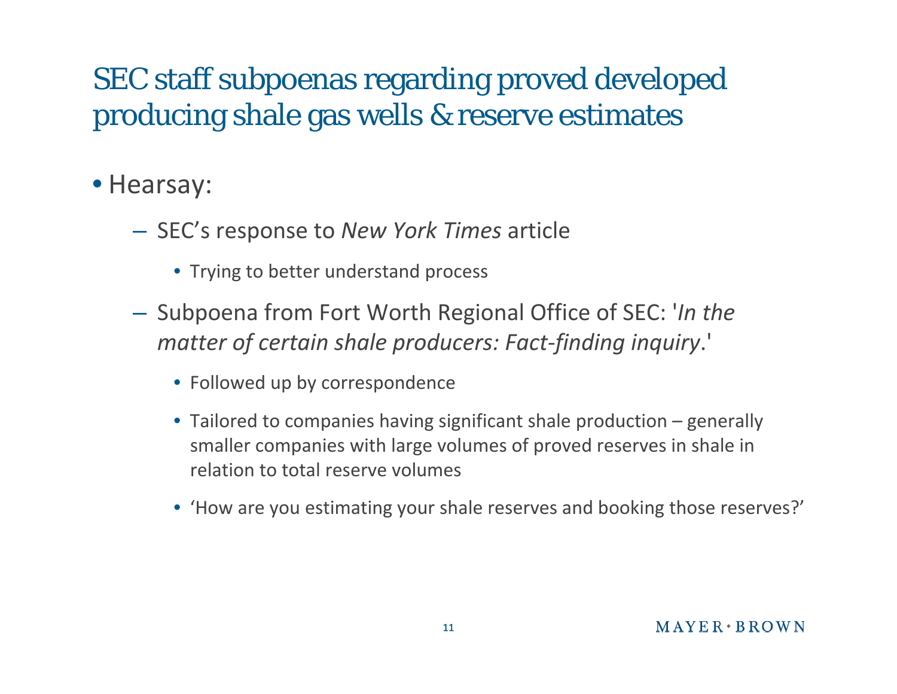# SEC staff subpoenas regarding proved developed producing shale gas wells & reserve estimates

- Hearsay:
  - SEC's response to *New York Times* article
    - Trying to better understand process
  - Subpoena from Fort Worth Regional Office of SEC: '*In the matter of certain shale producers: Fact-finding inquiry*.'
    - Followed up by correspondence
    - Tailored to companies having significant shale production – generally smaller companies with large volumes of proved reserves in shale in relation to total reserve volumes
    - 'How are you estimating your shale reserves and booking those reserves?'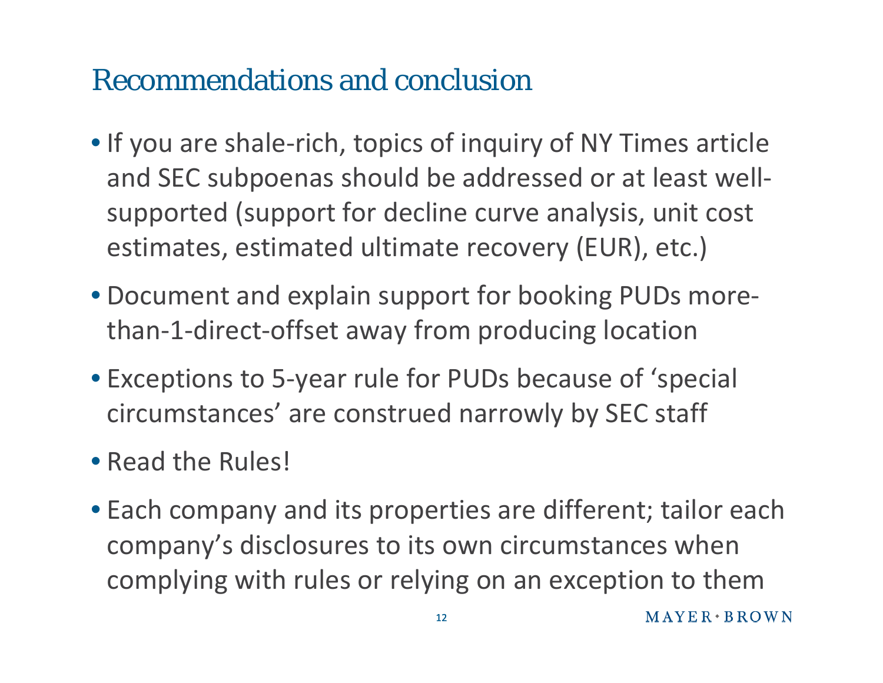# Recommendations and conclusion

- If you are shale-rich, topics of inquiry of NY Times article and SEC subpoenas should be addressed or at least well-supported (support for decline curve analysis, unit cost estimates, estimated ultimate recovery (EUR), etc.)
- Document and explain support for booking PUDs more-than-1-direct-offset away from producing location
- Exceptions to 5-year rule for PUDs because of 'special circumstances' are construed narrowly by SEC staff
- Read the Rules!
- Each company and its properties are different; tailor each company's disclosures to its own circumstances when complying with rules or relying on an exception to them